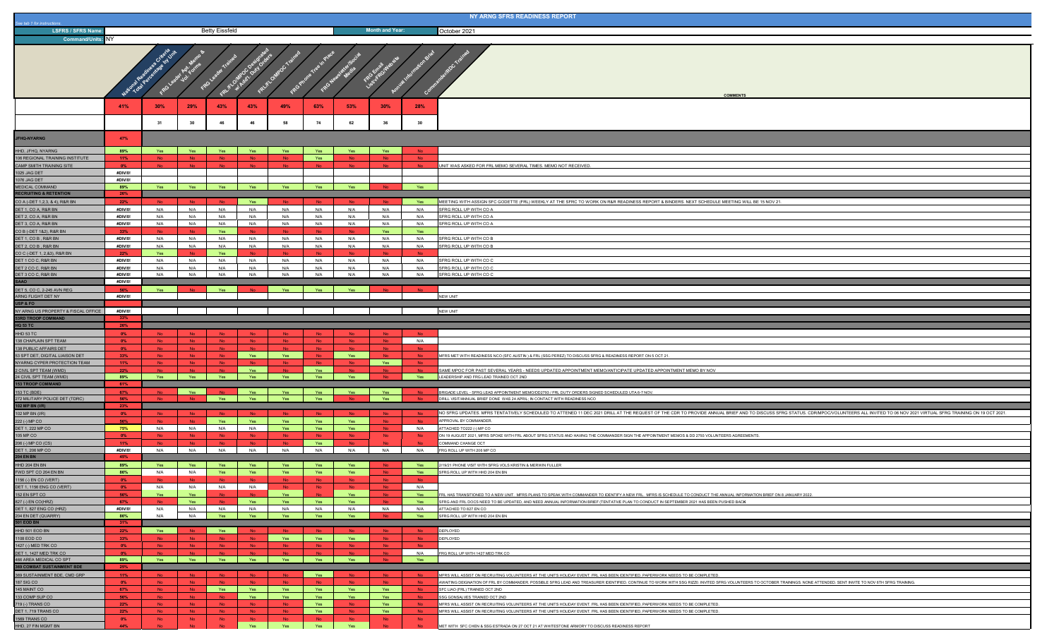# NY ARNG SFRS READINESS REPORT

See tab 7 for instructions.

| LSFRS / SFRS Name: | Betty Eissfeld | Month and Year: | October 2021 |
|---|---|---|---|
| Command/Units: | NY | | |

| Unit | National Readiness Criteria Total Percentage by Unit | FRG Leader Apt. Memo & Vol. Forms | FRG Leader Trained | FRL/FLO/MPOC Designated w/ Add'l Duty Orders | FRL/FLO/MPOC Trained | FRG Phone Tree in Place | FRG Newsletter/Social Media | FRG Email List/FRG Website | Annual Information Brief | Commander/RDC Trained | COMMENTS |
|---|---|---|---|---|---|---|---|---|---|---|---|
| | 41% | 30% | 29% | 43% | 43% | 49% | 63% | 53% | 30% | 28% | |
| | | 31 | 30 | 46 | 46 | 58 | 74 | 62 | 36 | 30 | |
| **JFHQ-NYARNG** | 47% | | | | | | | | | | |
| HHD, JFHQ, NYARNG | 89% | Yes | Yes | Yes | Yes | Yes | Yes | Yes | Yes | No | |
| 106 REGIONAL TRAINING INSTITUTE | 11% | No | No | No | No | No | Yes | No | No | No | |
| CAMP SMITH TRAINING SITE | 0% | No | No | No | No | No | No | No | No | No | UNIT WAS ASKED FOR FRL MEMO SEVERAL TIMES. MEMO NOT RECEIVED. |
| 1025 JAG DET | #DIV/0! | | | | | | | | | | |
| 1076 JAG DET | #DIV/0! | | | | | | | | | | |
| MEDICAL COMMAND | 89% | Yes | Yes | Yes | Yes | Yes | Yes | Yes | No | Yes | |
| **RECRUITING & RETENTION** | 26% | | | | | | | | | | |
| CO A (-DET 1,2,3, & 4), R&R BN | 22% | No | No | No | Yes | No | No | No | No | Yes | MEETING WITH ASSIGN SFC GODETTE (FRL) WEEKLY AT THE SFRC TO WORK ON R&R READINESS REPORT & BINDERS. NEXT SCHEDULE MEETING WILL BE 15 NOV 21. |
| DET 1, CO A, R&R BN | #DIV/0! | N/A | N/A | N/A | N/A | N/A | N/A | N/A | N/A | N/A | SFRG ROLL UP WITH CO A |
| DET 2, CO A, R&R BN | #DIV/0! | N/A | N/A | N/A | N/A | N/A | N/A | N/A | N/A | N/A | SFRG ROLL UP WITH CO A |
| DET 3, CO A, R&R BN | #DIV/0! | N/A | N/A | N/A | N/A | N/A | N/A | N/A | N/A | N/A | SFRG ROLL UP WITH CO A |
| CO B (-DET 1&2), R&R BN | 33% | No | No | Yes | No | No | No | No | Yes | Yes | |
| DET 1, CO B , R&R BN | #DIV/0! | N/A | N/A | N/A | N/A | N/A | N/A | N/A | N/A | N/A | SFRG ROLL UP WITH CO B |
| DET 2, CO B , R&R BN | #DIV/0! | N/A | N/A | N/A | N/A | N/A | N/A | N/A | N/A | N/A | SFRG ROLL UP WITH CO B |
| CO C (-DET 1, 2,&3), R&R BN | 22% | Yes | No | Yes | No | No | No | No | No | No | |
| DET 1 CO C, R&R BN | #DIV/0! | N/A | N/A | N/A | N/A | N/A | N/A | N/A | N/A | N/A | SFRG ROLL UP WITH CO C |
| DET 2 CO C, R&R BN | #DIV/0! | N/A | N/A | N/A | N/A | N/A | N/A | N/A | N/A | N/A | SFRG ROLL UP WITH CO C |
| DET 3 CO C, R&R BN | #DIV/0! | N/A | N/A | N/A | N/A | N/A | N/A | N/A | N/A | N/A | SFRG ROLL UP WITH CO C |
| **SAAO** | #DIV/0! | | | | | | | | | | |
| DET 5, CO C, 2-245 AVN REG | 56% | Yes | No | Yes | No | Yes | Yes | Yes | No | No | |
| ARNG FLIGHT DET NY | #DIV/0! | | | | | | | | | | NEW UNIT |
| **USP & FO** | | | | | | | | | | | |
| NY ARNG US PROPERTY & FISCAL OFFICE | #DIV/0! | | | | | | | | | | NEW UNIT |
| **53RD TROOP COMMAND** | 33% | | | | | | | | | | |
| **HQ 53 TC** | 26% | | | | | | | | | | |
| HHD 53 TC | 0% | No | No | No | No | No | No | No | No | No | |
| 138 CHAPLAIN SPT TEAM | 0% | No | No | No | No | No | No | No | No | N/A | |
| 138 PUBLIC AFFAIRS DET | 0% | No | No | No | No | No | No | No | No | No | |
| 53 SPT DET, DIGITAL LIAISON DET | 33% | No | No | No | Yes | Yes | No | Yes | No | No | MFRS MET WITH READINESS NCO (SFC AUSTIN) & FRL (SSG PEREZ) TO DISCUSS SFRG & READINESS REPORT ON 5 OCT 21. |
| NYARNG CYPER PROTECTION TEAM | 11% | No | No | No | No | No | No | No | Yes | No | |
| 2 CIVIL SPT TEAM (WMD) | 22% | No | No | No | Yes | No | Yes | No | No | No | SAME MPOC FOR PAST SEVERAL YEARS - NEEDS UPDATED APPOINTMENT MEMO/ANTICIPATE UPDATED APPOINTMENT MEMO BY NOV |
| 24 CIVIL SPT TEAM (WMD) | 89% | Yes | Yes | Yes | Yes | Yes | Yes | Yes | No | Yes | LEADERSHIP AND FRG LEAD TRAINED OCT 2ND |
| **153 TROOP COMMAND** | 61% | | | | | | | | | | |
| 153 TC (BDE) | 67% | No | Yes | No | Yes | Yes | Yes | Yes | Yes | No | BRIGADE LEVEL - SFRG LEAD APPOINTMENT MEMO/DD2793 / FRL DUTY ORDERS SIGNED SCHEDULED UTA 6-7 NOV. |
| 272 MILITARY POLICE DET (TDRC) | 56% | No | No | Yes | Yes | Yes | Yes | No | Yes | No | DRILL VISIT/ANNUAL BRIEF DONE WAS 24 APRIL; IN CONTACT WITH READINESS NCO |
| **102 MP BN (I/R)** | 23% | | | | | | | | | | |
| 102 MP BN (I/R) | 0% | No | No | No | No | No | No | No | No | No | NO SFRG UPDATES. MFRS TENTATIVELY SCHEDULED TO ATTENED 11 DEC 2021 DRILL AT THE REQUEST OF THE CDR TO PROVIDE ANNUAL BRIEF AND TO DISCUSS SFRG STATUS. CDR/MPOC/VOLUNTEERS ALL INVITED TO 06 NOV 2021 VIRTUAL SFRG TRAINING ON 19 OCT 2021. |
| 222 (-) MP CO | 56% | No | No | Yes | Yes | Yes | Yes | Yes | No | No | APPROVAL BY COMMANDER. |
| DET 1, 222 MP CO | 75% | N/A | N/A | N/A | N/A | Yes | Yes | Yes | No | N/A | ATTACHED TO222 (-) MP CO |
| 105 MP CO | 0% | No | No | No | No | No | No | No | No | No | ON 19 AUGUST 2021, MFRS SPOKE WITH FRL ABOUT SFRG STATUS AND HAVING THE COMMANDER SIGN THE APPOINTMENT MEMOS & DD 2793 VOLUNTEERS AGREEMENTS. |
| 206 (-) MP CO (CS) | 11% | No | No | No | No | No | Yes | No | No | No | COMMAND CHANGE OCT |
| DET 1, 206 MP CO | #DIV/0! | N/A | N/A | N/A | N/A | N/A | N/A | N/A | N/A | N/A | FRG ROLL UP WITH 206 MP CO |
| **204 EN BN** | 45% | | | | | | | | | | |
| HHD 204 EN BN | 89% | Yes | Yes | Yes | Yes | Yes | Yes | Yes | No | Yes | 2/19/21 PHONE VISIT WITH SFRG VOLS KRISTIN & MERWIN FULLER |
| FWD SPT CO 204 EN BN | 86% | N/A | N/A | Yes | Yes | Yes | Yes | Yes | No | Yes | SFRG ROLL UP WITH HHD 204 EN BN |
| 1156 (-) EN CO (VERT) | 0% | No | No | No | No | No | No | No | No | No | |
| DET 1, 1156 ENG CO (VERT) | 0% | N/A | N/A | N/A | N/A | No | No | No | No | N/A | |
| 152 EN SPT CO | 56% | Yes | Yes | No | No | Yes | No | Yes | No | Yes | FRL HAS TRANSITIONED TO A NEW UNIT. MFRS PLANS TO SPEAK WITH COMMANDER TO IDENTIFY A NEW FRL. MFRS IS SCHEDULE TO CONDUCT THE ANNUAL INFORMATION BRIEF ON 8 JANUARY 2022. |
| 827 (-) EN CO(HRZ) | 67% | No | Yes | No | Yes | Yes | Yes | Yes | No | Yes | SFRG AND FRL DOCS NEED TO BE UPDATED, AND NEED ANNUAL INFORMATION BRIEF (TENTATIVE PLAN TO CONDUCT IN SEPTEMBER 2021 HAS BEEN PUSHED BACK |
| DET 1, 827 ENG CO (HRZ) | #DIV/0! | N/A | N/A | N/A | N/A | N/A | N/A | N/A | N/A | N/A | ATTACHED TO 827 EN CO |
| 204 EN DET (QUARRY) | 86% | N/A | N/A | Yes | Yes | Yes | Yes | Yes | No | Yes | SFRG ROLL UP WITH HHD 204 EN BN |
| **501 EOD BN** | 31% | | | | | | | | | | |
| HHD 501 EOD BN | 22% | Yes | No | Yes | No | No | No | No | No | No | DEPLOYED |
| 1108 EOD CO | 33% | No | No | No | No | Yes | Yes | Yes | No | No | DEPLOYED |
| 1427 (-) MED TRK CO | 0% | No | No | No | No | No | No | No | No | No | |
| DET 1, 1427 MED TRK CO | 0% | No | No | No | No | No | No | No | No | N/A | FRG ROLL UP WITH 1427 MED TRK CO |
| 466 AREA MEDICAL CO SPT | 89% | Yes | Yes | Yes | Yes | Yes | Yes | Yes | No | Yes | |
| **369 COMBAT SUSTAINMENT BDE** | 25% | | | | | | | | | | |
| 369 SUSTAINMENT BDE, CMD GRP | 11% | No | No | No | No | No | Yes | No | No | No | MFRS WILL ASSIST ON RECRUITING VOLUNTEERS AT THE UNITS HOLIDAY EVENT. FRL HAS BEEN IDENTIFIED, PAPERWORK NEEDS TO BE COMPLETED. |
| 187 SIG CO | 0% | No | No | No | No | No | No | No | No | No | AWAITING DESIGNATION OF FRL BY COMMANDER. POSSIBLE SFRG LEAD AND TREASURER IDENTIFIED. CONTINUE TO WORK WITH SSG RIZZI. INVITED SFRG VOLUNTEERS TO OCTOBER TRAININGS. NONE ATTENDED. SENT INVITE TO NOV 6TH SFRG TRAINING. |
| 145 MAINT CO | 67% | No | No | Yes | Yes | Yes | Yes | Yes | Yes | No | SFC LIAO (FRL) TRAINED OCT 2ND |
| 133 COMP SUP CO | 56% | No | No | No | Yes | Yes | Yes | Yes | Yes | No | SSG GONSALVES TRAINED OCT 2ND |
| 719 (-) TRANS CO | 22% | No | No | No | No | No | Yes | No | Yes | No | MFRS WILL ASSIST ON RECRUITING VOLUNTEERS AT THE UNITS HOLIDAY EVENT. FRL HAS BEEN IDENTIFIED, PAPERWORK NEEDS TO BE COMPLETED. |
| DET 1, 719 TRANS CO | 22% | No | No | No | No | No | Yes | No | Yes | No | MFRS WILL ASSIST ON RECRUITING VOLUNTEERS AT THE UNITS HOLIDAY EVENT. FRL HAS BEEN IDENTIFIED, PAPERWORK NEEDS TO BE COMPLETED. |
| 1569 TRANS CO | 0% | No | No | No | No | No | No | No | No | No | |
| HHD, 27 FIN MGMT BN | 44% | No | No | No | Yes | Yes | Yes | Yes | No | No | MET WITH SFC CHEN & SSG ESTRADA ON 27 OCT 21 AT WHITESTONE ARMORY TO DISCUSS READINESS REPORT |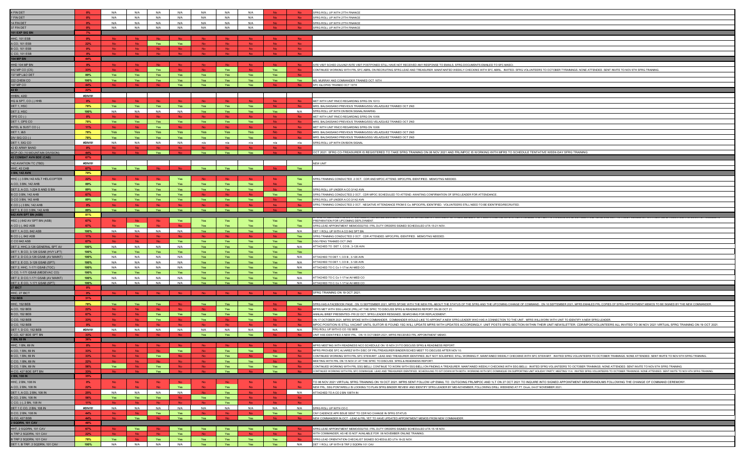| | | | | | | | | | | | |
|---|---|---|---|---|---|---|---|---|---|---|---|
| 4 FIN DET | 0% | N/A | N/A | N/A | N/A | N/A | N/A | N/A | No | No | SFRG ROLL UP WITH 27TH FINANCE |
| 7 FIN DET | 0% | N/A | N/A | N/A | N/A | N/A | N/A | N/A | No | No | SFRG ROLL UP WITH 27TH FINANCE |
| 14 FIN DET | 0% | N/A | N/A | N/A | N/A | N/A | N/A | N/A | No | No | SFRG ROLL UP WITH 27TH FINANCE |
| 37 FIN DET | 0% | N/A | N/A | N/A | N/A | N/A | N/A | N/A | No | No | SFRG ROLL UP WITH 27TH FINANCE |
| **101 EXP SIG BN** | 7% | | | | | | | | | | |
| HHC, 101 ESB | 0% | No | No | No | No | No | No | No | No | No | |
| A CO, 101 ESB | 22% | No | No | Yes | Yes | No | No | No | No | No | |
| B CO, 101 ESB | 0% | No | No | No | No | No | No | No | No | No | |
| C CO, 101 ESB | 0% | No | No | No | No | No | No | No | No | No | |
| **104 MP BN** | 44% | | | | | | | | | | |
| HHD 104 MP BN | 0% | No | No | No | No | No | No | No | No | No | SITE VISIT SCHED 23JUN21/SITE VISIT POSTPONED STILL HAVE NOT RECEIVED ANY RESPONSE TO EMAILS. SFRG DOCUMENTS EMAILED TO SFC MASCL |
| 442 MP CO (CS) | 33% | No | No | Yes | No | No | Yes | No | Yes | No | CONTINUED WORKING WITH FRL SFC ABRIL ON RECRUITING SFRG LEAD AND TREASURER. MAINTAINTED WEEKLY CHECKINS WITH SFC ABRIL. INVITED- SFRG VOLUNTEERS TO OCTOBER TYRAININGS. NONE ATTENDED. SENT INVITE TO NOV 6TH SFRG TRAINING. |
| 727 MP L&O DET | 89% | Yes | Yes | Yes | Yes | Yes | Yes | Yes | Yes | No | |
| 222 CHEM CO | 100% | Yes | Yes | Yes | Yes | Yes | Yes | Yes | Yes | Yes | MS. MURRAY AND COMMANDER TRAINED OCT 16TH |
| 107 MP CO | 44% | No | No | No | Yes | Yes | Yes | Yes | No | No | SFC IGLOPAS TRAINED OCT 16TH |
| **42 ID** | 22% | | | | | | | | | | |
| HHBN, 42ID | #DIV/0! | | | | | | | | | | |
| HQ & SPT. CO (-) HHB | 0% | No | No | No | No | No | No | No | No | No | MET WITH UNIT RNCO REGARDING SFRG ON 10/13 |
| DET 1, HSC | 78% | Yes | Yes | Yes | Yes | Yes | Yes | Yes | No | No | MRS. BALDASSANO PREVIOUS TRAINNIG/SSG VELAZQUEZ TRAINED OCT 2ND |
| DET 2, HSC | 100% | N/A | N/A | N/A | N/A | Yes | Yes | Yes | Yes | N/A | SFRG ROLL UP WITH DIVISION SIGNAL/NHARNG |
| OPS CO (-) | 0% | No | No | No | No | No | No | No | No | No | MET WITH UNIT RNCO REGARDING SFRG ON 10/06 |
| DET 1, OPS CO | 78% | Yes | Yes | Yes | Yes | Yes | Yes | Yes | No | No | MRS. BALDASSANO PREVIOUS TRAINNIG/SSG VELAZQUEZ TRAINED OCT 2ND |
| INTEL & SUST CO (-) | 11% | No | No | Yes | No | No | No | No | No | No | MET WITH UNIT RNCO REGARDING SFRG ON 10/06 |
| DET 1, I&S | 78% | Yes | Yes | Yes | Yes | Yes | Yes | Yes | No | No | MRS. BALDASSANO PREVIOUS TRAINNIG/SSG VELAZQUEZ TRAINED OCT 2ND |
| DIV SIG CO (-) | 78% | Yes | Yes | Yes | Yes | Yes | Yes | Yes | No | No | MRS. BALDASSANO PREVIOUS TRAINNIG/SSG VELAZQUEZ TRAINED OCT 2ND |
| DET 1, SIG CO | #DIV/0! | N/A | N/A | N/A | N/A | n/a | n/a | n/a | n/a | n/a | SFRG ROLL UP WITH DIVISION SIGNAL |
| 42 ID ARMY BAND | 0% | No | No | No | No | No | No | No | No | No | |
| MCP-OD (10 MOUNTAIN DIVISION) | 44% | No | No | Yes | No | Yes | Yes | Yes | No | No | OCT 2021. SFRG CO-TREASURER IS REGISTERED TO TAKE SFRG TRAINING ON 06 NOV 2021 AND FRL/MPOC IS WORKING WITH MFRS TO SCHEDULE TENTATIVE WEEK-DAY SFRG TRAINING. |
| **42 COMBAT AVN BDE (CAB)** | 67% | | | | | | | | | | |
| 142 AVIATION TC (TBD) | #DIV/0! | | | | | | | | | | NEW UNIT |
| HHC, 42 CAB | 67% | Yes | Yes | No | No | Yes | Yes | Yes | No | Yes | |
| **3 BN, 142 AVN** | 70% | | | | | | | | | | |
| HHC (-) 3 BN,142 ASLT HELICOPTER | 22% | No | No | No | Yes | No | No | No | No | Yes | SFRG TRAINING CONDUCTED 2 OCT. CDR AND MPOC ATTEND. MPOC/FRL IDENTIFIED. MEMO/TNG NEEDED. |
| A CO, 3 BN, 142 AHB | 89% | Yes | Yes | Yes | Yes | Yes | Yes | Yes | No | Yes | |
| DET 2, A CO, 1-224 S AND S BN | 89% | Yes | Yes | Yes | Yes | Yes | Yes | Yes | No | Yes | SFRG ROLL UP UNDER A CO 3/142 AVN |
| B CO 3 BN, 142 AHB | 67% | Yes | Yes | Yes | Yes | No | No | No | Yes | Yes | SFRG TRAINING CONDUCTED 2 OCT.. CDR MPOC SCHEDULED TO ATTEND. AWAITING CONFIRMATION OF SFRG LEADER FOR ATTENDANCE. |
| D CO 3 BN, 142 AHB | 89% | Yes | Yes | Yes | Yes | Yes | Yes | Yes | No | Yes | SFRG ROLL UP UNDER A CO 3/142 AVN |
| E CO (-) 3 BN, 142 AHB | 0% | No | No | No | No | No | No | No | No | No | SFRG TRAINING CONDUCTED 2 OCT.. NEGATIVE ATTENDANCE FROM E Co. MPOC/FRL IDENTIFIED. VOLUNTEERS STILL NEED TO BE IDENTIFIED/RECRUITED. |
| DET 3, E CO 3 BN, 142 AHB | 89% | Yes | Yes | Yes | Yes | Yes | Yes | Yes | No | Yes | |
| **642 AVN SPT BN (ASB)** | 81% | | | | | | | | | | |
| HSC (-) 642 AV SPT BN (ASB) | 67% | No | No | No | Yes | Yes | Yes | Yes | Yes | Yes | PREPARATION FOR UPCOMING DEPLOYMENT. |
| A CO (-), 642 ASB | 67% | No | Yes | No | No | Yes | Yes | Yes | Yes | Yes | SFRG LEAD APPOINTMENT MEMO/DD2793 / FRL DUTY ORDERS SIGNED SCHEDULED UTA 15-21 NOV. |
| DET 1, A CO, 642 ASB | 100% | N/A | N/A | N/A | N/A | Yes | Yes | Yes | Yes | N/A | DET 1 ROLL UP WITH A CO 642 SPT BN |
| B CO (-), 642 ASB | 11% | No | No | No | No | No | No | No | No | Yes | SFRG TRAINING CONDUCTED 2 OCT.. CDR ATTENDED. MPOC/FRL IDENTIFIED. MEMO/TNG NEEDED. |
| C CO 642 ASB | 67% | No | No | No | Yes | Yes | Yes | Yes | Yes | Yes | SSG FENG TRAINED OCT 2ND |
| DET 2, HHC,3-126 GENERAL SPT AV | 100% | N/A | N/A | N/A | N/A | Yes | Yes | Yes | Yes | N/A | ATTACHED TO DET 1, CO B., 3-126 AVN |
| DET 1, B CO, 3-126 GSAB (HVY LIFT) | 100% | Yes | Yes | Yes | Yes | Yes | Yes | Yes | Yes | Yes | |
| DET 2, D CO,3-126 GSAB (AV MAINT) | 100% | N/A | N/A | N/A | N/A | Yes | Yes | Yes | Yes | N/A | ATTACHED TO DET 1, CO B., 3-126 AVN |
| DET 2, E CO, 3-126 GSAB (SPT) | 100% | N/A | N/A | N/A | N/A | Yes | Yes | Yes | Yes | N/A | ATTACHED TO DET 1, CO B., 3-126 AVN |
| DET 2, HHC, 1-171 GSAB (TOC) | 100% | N/A | N/A | N/A | N/A | Yes | Yes | Yes | Yes | N/A | ATTACHED TO C Co 1-171st AV-MED CO |
| C CO, 1-171 GSAB (MEDEVAC CO) | 100% | Yes | Yes | Yes | Yes | Yes | Yes | Yes | Yes | Yes | |
| DET 2, D CO,1-171 GSAB (AV MAINT) | 100% | N/A | N/A | N/A | N/A | Yes | Yes | Yes | Yes | N/A | ATTACHED TO C Co 1-171st AV-MED CO |
| DET 2, E CO, 1-171 GSAB (SPT) | 100% | N/A | N/A | N/A | N/A | Yes | Yes | Yes | Yes | N/A | ATTACHED TO C Co 1-171st AV-MED CO |
| **27 IBCT** | 0% | | | | | | | | | | |
| HHC, 27 IBCT | 0% | No | No | No | No | No | No | No | No | No | SFRG TRAINING ON 19 OCT 2021. |
| **152 BEB** | 31% | | | | | | | | | | |
| HHC, 152 BEB | 78% | Yes | Yes | Yes | No | Yes | Yes | Yes | No | Yes | SFRG HAS A FACEBOOK PAGE. ON 13 SEPTEMBER 2021, MFRS SPOKE WITH THE NEW FRL ABOUT THE STATUS OF THE SFRG AND THE UPCOMING CHANGE OF COMMAND. ON 16 SEPTEMBER 2021, MFRS EMAILED FRL COPIES OF SFRG APPOINTMENT MEMOS TO BE SIGNED BY THE NEW COMMANDER. |
| A CO, 152 BEB | 22% | No | No | No | No | No | Yes | Yes | No | No | MFRS MET WITH SSG LANCE (FRL) AT THE SFRC TO DISCUSS SFRG & READINESS REPORT ON 28 OCT 21. |
| B CO, 152 BEB | 67% | No | No | Yes | Yes | Yes | Yes | Yes | Yes | No | ANNUAL BRIEF PRESENTED- FRI 22 OCT, SFRG LEADER RESIGNED, SEARCHING FOR REPLACEMENT. |
| C CO, 152 BEB | 33% | No | No | Yes | No | Yes | No | Yes | No | No | ON 17 OCTOBER 2021, MFRS SPOKE WITH COMMANDER. COMMANDER WOULD LIKE TO APPOINT A NEW SFRG LEADER WHO HAS A CONNECTION TO THE UNIT. MFRS WILLWORK WITH UNIT TO IDENTIFY A NEW SFRG LEADER. |
| D CO, 152 BEB | 0% | No | No | No | No | No | No | No | No | No | MPOC POSITION IS STILL VACANT UNTIL SUITOR IS FOUND.1SG WILL UPDATE MFRS WITH UPDATES ACCORDINGLY. UNIT POSTS SFRG SECTION WITHIN THEIR UNIT NEWSLETTER. CDR/MPOC/VOLUNTEERS ALL INVITED TO 06 NOV 2021 VIRTUAL SFRG TRAINING ON 19 OCT 2021. |
| DET 1, D CO, 152 BEB | #DIV/0! | N/A | N/A | N/A | N/A | N/A | N/A | N/A | N/A | N/A | FRG ROLL UP WITH D CO 152 BEB |
| E CO, 427 BDE SPT BN | 33% | No | No | No | No | Yes | Yes | Yes | No | No | UNIT HAS IDENTIFIED A NEW FRL. ON 15 OCTOBER 2021, MFRS RECEIVED FRL APPOINTMENT MEMO. |
| **1 BN, 69 IN** | 36% | | | | | | | | | | |
| HHC, 1 BN, 69 IN | 0% | No | No | No | No | No | No | No | No | No | MFRS MEETING WITH READINESS NCO SCHEDULE ON 15 NOV 21/TO DISCUSS SFRG & READINESS REPORT. |
| A CO, 1 BN, 69 IN | 33% | No | No | No | Yes | No | Yes | Yes | No | No | MFRS PROVIDE SFC ALVAREZ WITH DISC OF FRL/TREASURER BINDER/SCHED MEET TO DISCUSS AFTER NOV 10. |
| B CO, 1 BN, 69 IN | 33% | No | No | Yes | No | No | Yes | No | Yes | No | CONTINUED WORKING WITH FRL SFC STEWART. LEAD AND TREASURER IDENTIFIED, BUT NOT SOLIDIFIED; STILL WORKING IT. MAINTAINED WEEKLY CHECKINS WITH SFC STEWART. INVITED SFRG VOLUNTEERS TO OCTOBER TRAININGS. NONE ATTENDED. SENT INVITE TO NOV 6TH SFRG TRAINING. |
| C CO, 1 BN, 69 IN | 22% | No | No | No | No | No | Yes | Yes | No | No | MEETING WITH FRL ON 15 NOV 21 AT THE SFRC TO DISCUSS SFRG & READINESS REPORT. |
| D CO, 1 BN, 69 IN | 56% | Yes | No | Yes | No | No | Yes | Yes | Yes | No | CONTINUED WORKING WITH FRL SSG BELLI. CONTINUE TO WORK WITH SSG BELLI ON FINDING A TREASURER. MAINTAINED WEEKLY CHECKINS WITH SSG BELLI. INVITED SFRG VOLUNTEERS TO OCTOBER TRAININGS. NONE ATTENDED. SENT INVITE TO NOV 6TH SFRG TRAINING. |
| H CO, 427 BDE SPT BN | 33% | No | No | Yes | No | No | Yes | No | Yes | No | CONTINUED WORKING WITH FRL SFC DOMINIQUE. LEAD AND TREASURER IDENTIFIED, SCHEDULING TO SIT DOWN WITH BOTH. WORKING WITH SFC DOMINIQUE ON SUPPORTING UNIT HOLIDAY PARTY; MEETING 11/4. INVITED SFRG VOLUNTEERS TO OCTOBER TRAININGS. NONE ATTENDED. SENT INVITE TO NOV 6TH SFRG TRAINING. |
| **2 BN, 108 IN** | 35% | | | | | | | | | | |
| HHC, 2 BN, 108 IN | 0% | No | No | No | No | No | No | No | No | No | TO 06 NOV 2021 VIRTUAL SFRG TRAINING ON 19 OCT 2021. MFRS SENT FOLLOW-UP EMAIL TO OUTGOING FRL/MPOC AND 1LT ON 27 OCT 2021 TO INQUIRE INTO SIGNED APPOINTMENT MEMORANDUMS FOLLOWING THE CHANGE OF COMMAND CEREMONY. |
| A CO, 2 BN, 108 IN | 22% | No | No | No | Yes | No | Yes | No | No | No | NEW FRL, SSG PONTARELLI IS LOOKING TO PLAN SFRG BINDER REVIEW AND IDENTIFY SFRG LEADER BY MID-NOVEMBER, FOLLOWING DRILL WEEKEND AT FT. Drum, 04-07 NOVEMBER 2021. |
| DET 1, A CO, 2 BN, 108 IN | 25% | N/A | No | N/A | N/A | No | Yes | No | No | N/A | ATTACHED TO A CO 2 BN 108TH IN |
| B CO, 2 BN, 108 IN | 56% | Yes | Yes | Yes | No | Yes | Yes | No | No | No | |
| C CO, (-), 2 BN, 108 IN | 11% | No | No | No | No | No | Yes | No | No | No | |
| DET 1 C CO, 2 BN, 108 IN | #DIV/0! | N/A | N/A | N/A | N/A | N/A | N/A | N/A | N/A | N/A | SFRG ROLL UP WITH CO C |
| D CO, 2 BN, 108 IN | 44% | No | No | Yes | Yes | No | Yes | No | Yes | Yes | CNY CADENCE APR ISSUE SENT TO CDR NO CHANGE IN SFRG STATUS |
| G CO, 427 BSB | 44% | No | Yes | No | Yes | Yes | No | Yes | No | No | NEW COMMANDER IN OCT - LEAD & FRL YET TO HAVE UPDATED APPOINTMENT MEMOS FROM NEW COMMANDER. |
| **2 SQDRN, 101 CAV** | 48% | | | | | | | | | | |
| HHT, 2 SQDRN, 101 CAV | 67% | No | Yes | No | Yes | Yes | Yes | Yes | Yes | No | SFRG LEAD APPOINTMENT MEMO/DD2793 / FRL DUTY ORDERS SIGNED SCHEDULED UTA 15-18 NOV. |
| A TRP 2 SQDRN, 101 CAV | 22% | No | No | No | Yes | No | Yes | No | No | No | WITH COMMANDER, AS HE IS NOT AVAILABLE FOR 06 NOVEMBER ONLINE TRAINING. |
| B TRP 2 SQDRN, 101 CAV | 78% | Yes | No | Yes | Yes | Yes | Yes | Yes | Yes | No | SFRG LEAD ORIENTATION CHECKLIST SIGNED SCHEDULED UTA 19-22 NOV. |
| DET 1, B TRP, 2 SQDRN, 101 CAV | 100% | N/A | N/A | N/A | N/A | Yes | Yes | Yes | Yes | N/A | DET 1 ROLL UP WITH B TRP 2 SQDRN 101 CAV |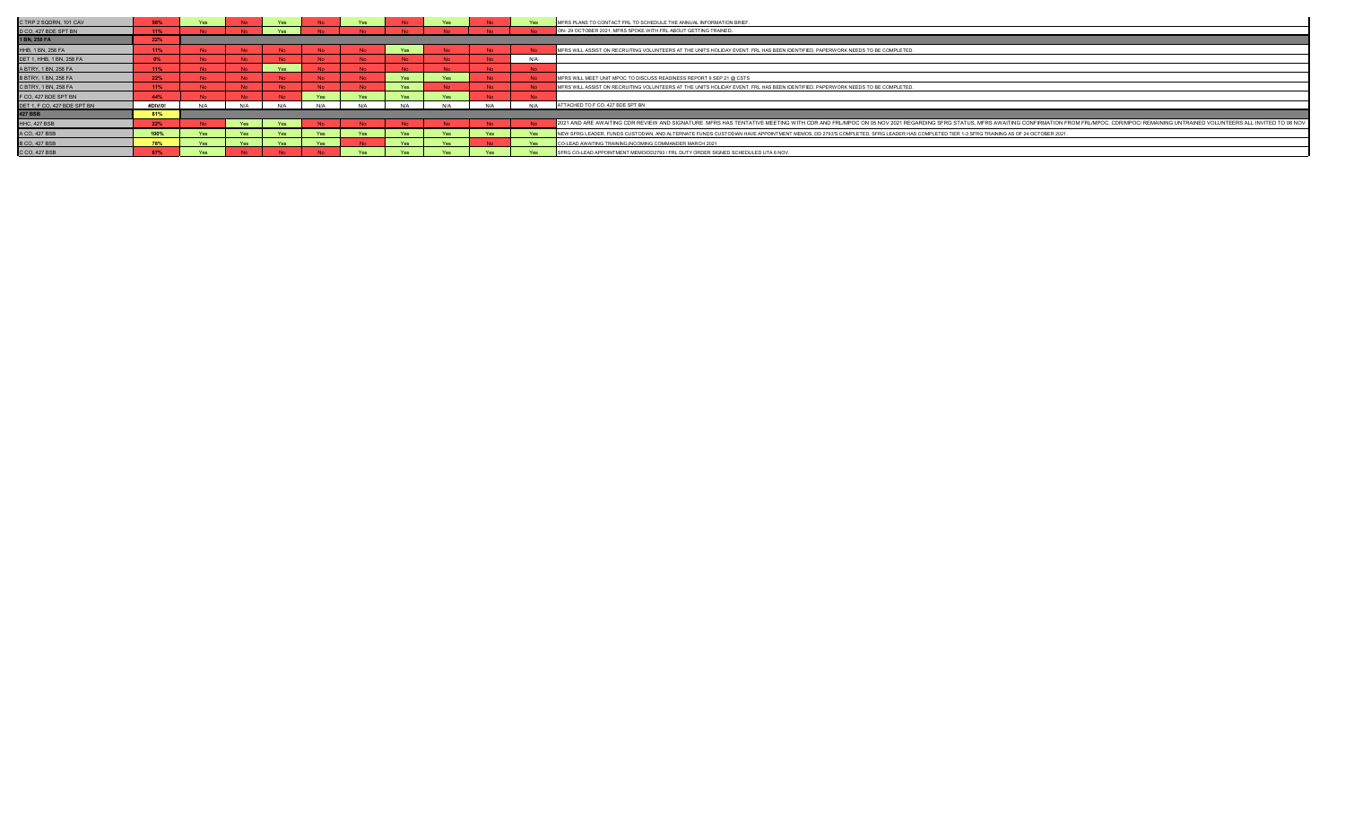| | | | | | | | | | | | |
|---|---|---|---|---|---|---|---|---|---|---|---|
| C TRP 2 SQDRN, 101 CAV | 56% | Yes | No | Yes | No | Yes | No | Yes | No | Yes | MFRS PLANS TO CONTACT FRL TO SCHEDULE THE ANNUAL INFORMATION BRIEF. |
| D CO, 427 BDE SPT BN | 11% | No | No | Yes | No | No | No | No | No | No | ON- 29 OCTOBER 2021, MFRS SPOKE WITH FRL ABOUT GETTING TRAINED.. |
| 1 BN, 258 FA | 22% | | | | | | | | | | |
| HHB, 1 BN, 258 FA | 11% | No | No | No | No | No | Yes | No | No | No | MFRS WILL ASSIST ON RECRUITING VOLUNTEERS AT THE UNITS HOLIDAY EVENT. FRL HAS BEEN IDENTIFIED, PAPERWORK NEEDS TO BE COMPLETED. |
| DET 1, HHB, 1 BN, 258 FA | 0% | No | No | No | No | No | No | No | No | N/A | |
| A BTRY, 1 BN, 258 FA | 11% | No | No | Yes | No | No | No | No | No | No | |
| B BTRY, 1 BN, 258 FA | 22% | No | No | No | No | No | Yes | Yes | No | No | MFRS WILL MEET UNIT MPOC TO DISCUSS READINESS REPORT 9 SEP 21 @ CSTS |
| C BTRY, 1 BN, 258 FA | 11% | No | No | No | No | No | Yes | No | No | No | MFRS WILL ASSIST ON RECRUITING VOLUNTEERS AT THE UNITS HOLIDAY EVENT. FRL HAS BEEN IDENTIFIED, PAPERWORK NEEDS TO BE COMPLETED. |
| F CO, 427 BDE SPT BN | 44% | No | No | No | Yes | Yes | Yes | Yes | No | No | |
| DET 1, F CO, 427 BDE SPT BN | #DIV/0! | N/A | N/A | N/A | N/A | N/A | N/A | N/A | N/A | N/A | ATTACHED TO F CO, 427 BDE SPT BN |
| 427 BSB | 61% | | | | | | | | | | |
| HHC, 427 BSB | 22% | No | Yes | Yes | No | No | No | No | No | No | 2021 AND ARE AWAITING CDR REVIEW AND SIGNATURE. MFRS HAS TENTATIVE MEETING WITH CDR AND FRL/MPOC ON 05 NOV 2021 REGARDING SFRG STATUS, MFRS AWAITING CONFIRMATION FROM FRL/MPOC. CDR/MPOC/ REMAINING UNTRAINED VOLUNTEERS ALL INVITED TO 06 NOV |
| A CO, 427 BSB | 100% | Yes | Yes | Yes | Yes | Yes | Yes | Yes | Yes | Yes | NEW SFRG LEADER, FUNDS CUSTODIAN, AND ALTERNATE FUNDS CUSTODIAN HAVE APPOINTMENT MEMOS, DD 2793'S COMPLETED. SFRG LEADER HAS COMPLETED TIER 1-3 SFRG TRAINING AS OF 24 OCTOBER 2021. |
| B CO, 427 BSB | 78% | Yes | Yes | Yes | Yes | No | Yes | Yes | No | Yes | CO-LEAD AWAITING TRAINING,INCOMING COMMANDER MARCH 2021 |
| C CO, 427 BSB | 67% | Yes | No | No | No | Yes | Yes | Yes | Yes | Yes | SFRG CO-LEAD APPOINTMENT MEMO/DD2793 / FRL DUTY ORDER SIGNED SCHEDULED UTA 6 NOV. |